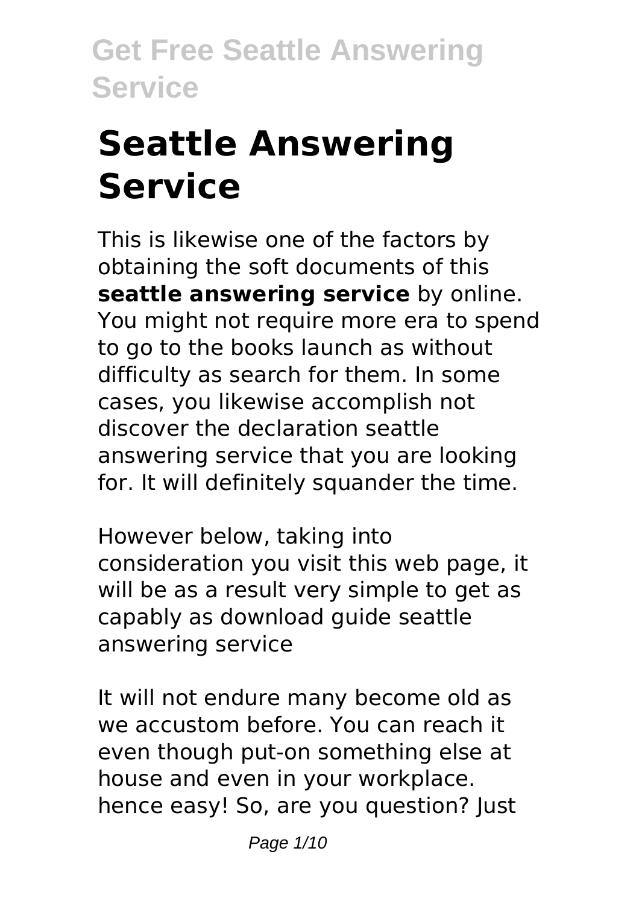# Seattle Answering Service

This is likewise one of the factors by obtaining the soft documents of this **seattle answering service** by online. You might not require more era to spend to go to the books launch as without difficulty as search for them. In some cases, you likewise accomplish not discover the declaration seattle answering service that you are looking for. It will definitely squander the time.

However below, taking into consideration you visit this web page, it will be as a result very simple to get as capably as download guide seattle answering service

It will not endure many become old as we accustom before. You can reach it even though put-on something else at house and even in your workplace. hence easy! So, are you question? Just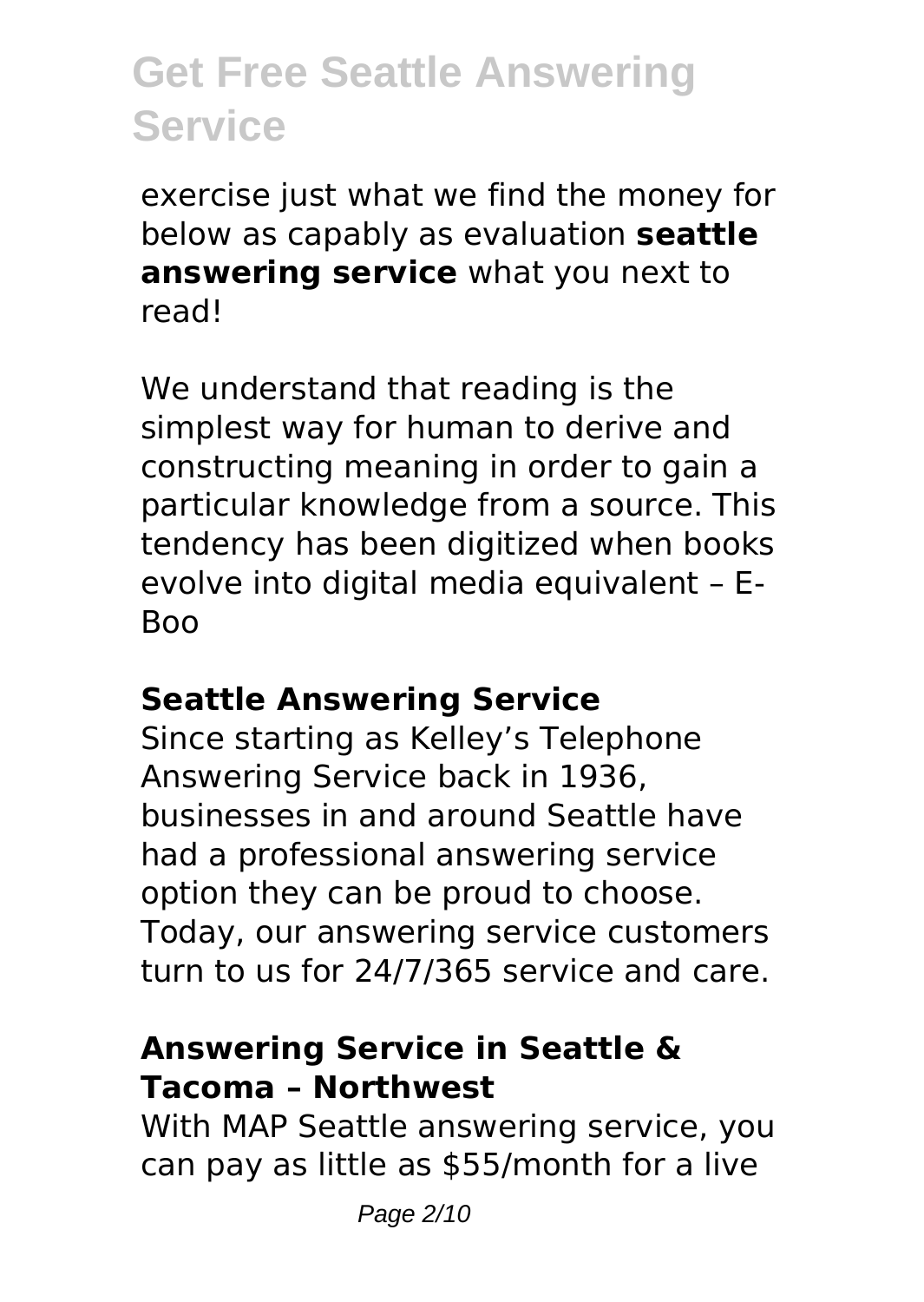exercise just what we find the money for below as capably as evaluation **seattle answering service** what you next to read!

We understand that reading is the simplest way for human to derive and constructing meaning in order to gain a particular knowledge from a source. This tendency has been digitized when books evolve into digital media equivalent – E-Boo

### Seattle Answering Service

Since starting as Kelley's Telephone Answering Service back in 1936, businesses in and around Seattle have had a professional answering service option they can be proud to choose. Today, our answering service customers turn to us for 24/7/365 service and care.

### Answering Service in Seattle & Tacoma – Northwest

With MAP Seattle answering service, you can pay as little as $55/month for a live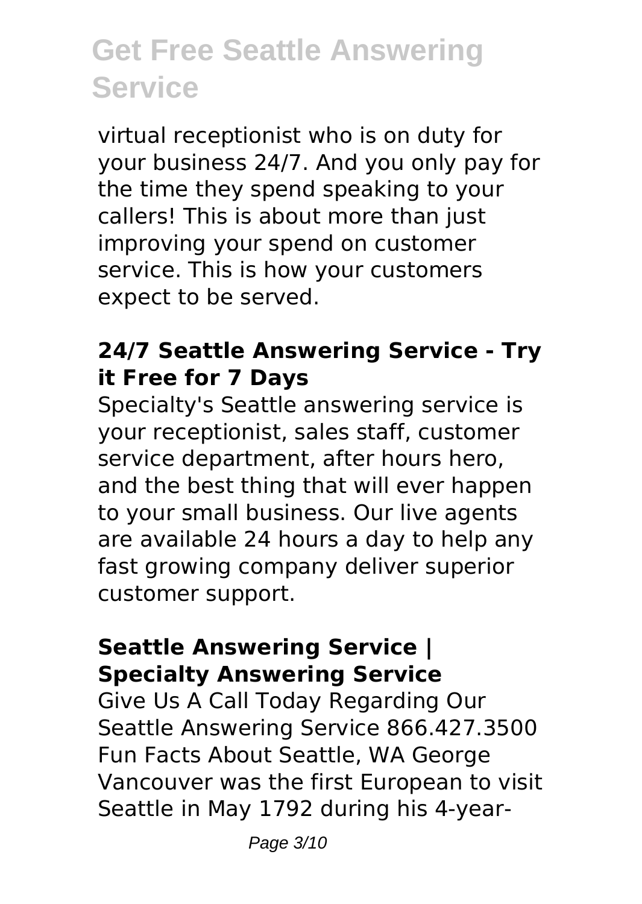virtual receptionist who is on duty for your business 24/7. And you only pay for the time they spend speaking to your callers! This is about more than just improving your spend on customer service. This is how your customers expect to be served.

### 24/7 Seattle Answering Service - Try it Free for 7 Days

Specialty's Seattle answering service is your receptionist, sales staff, customer service department, after hours hero, and the best thing that will ever happen to your small business. Our live agents are available 24 hours a day to help any fast growing company deliver superior customer support.

### Seattle Answering Service | Specialty Answering Service

Give Us A Call Today Regarding Our Seattle Answering Service 866.427.3500 Fun Facts About Seattle, WA George Vancouver was the first European to visit Seattle in May 1792 during his 4-year-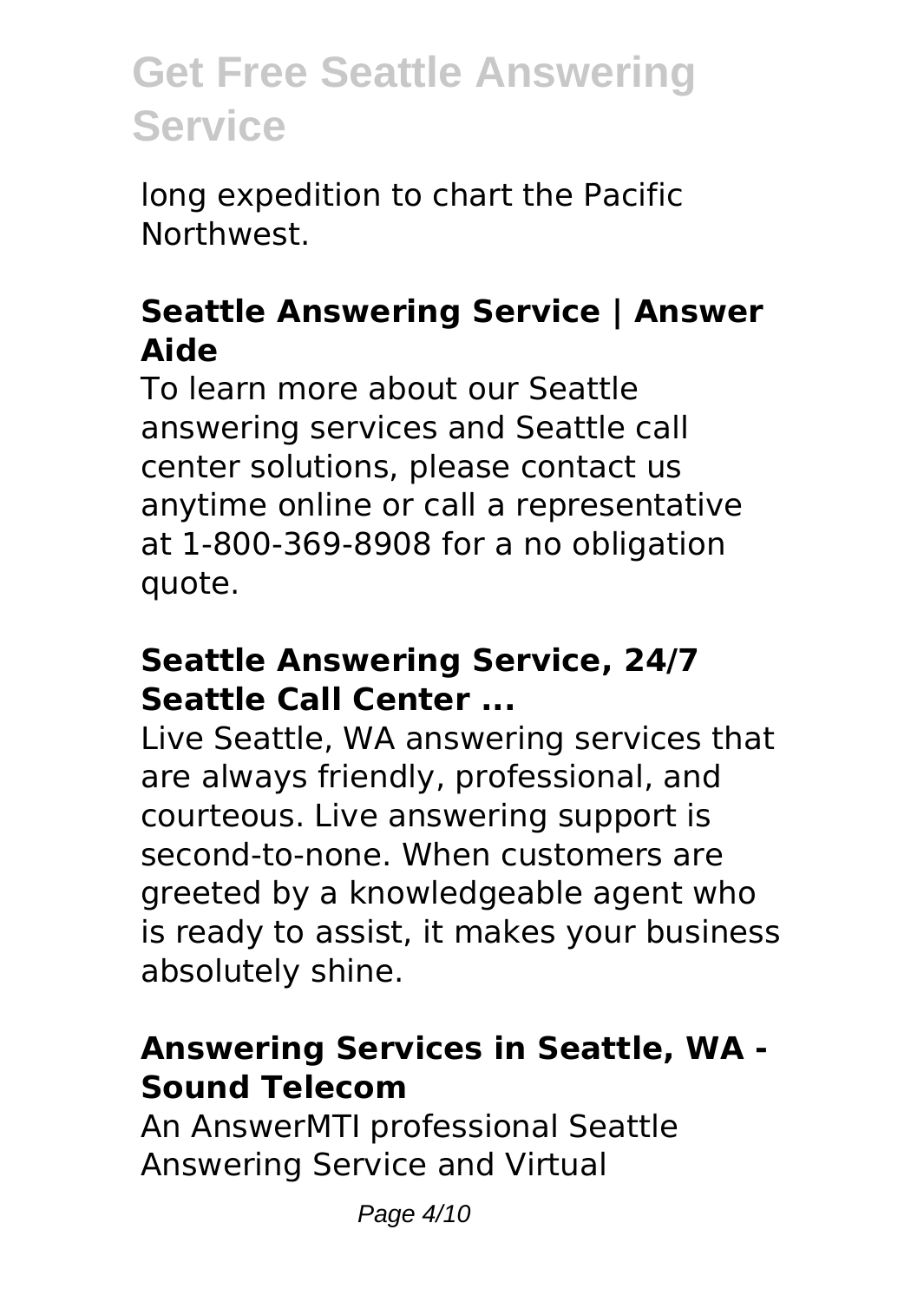long expedition to chart the Pacific Northwest.

### Seattle Answering Service | Answer Aide

To learn more about our Seattle answering services and Seattle call center solutions, please contact us anytime online or call a representative at 1-800-369-8908 for a no obligation quote.

### Seattle Answering Service, 24/7 Seattle Call Center ...

Live Seattle, WA answering services that are always friendly, professional, and courteous. Live answering support is second-to-none. When customers are greeted by a knowledgeable agent who is ready to assist, it makes your business absolutely shine.

### Answering Services in Seattle, WA - Sound Telecom

An AnswerMTI professional Seattle Answering Service and Virtual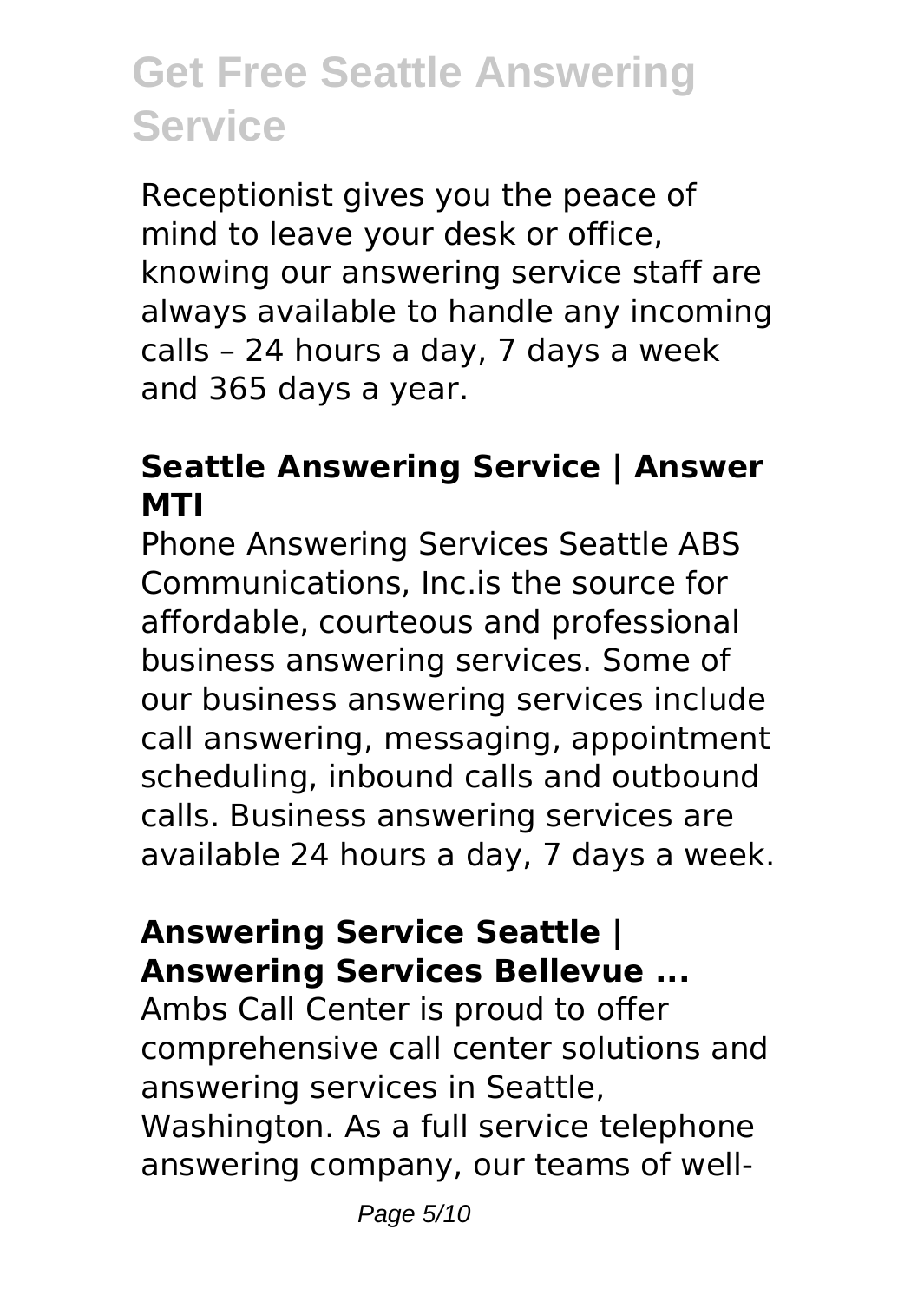Receptionist gives you the peace of mind to leave your desk or office, knowing our answering service staff are always available to handle any incoming calls – 24 hours a day, 7 days a week and 365 days a year.

### Seattle Answering Service | Answer MTI

Phone Answering Services Seattle ABS Communications, Inc.is the source for affordable, courteous and professional business answering services. Some of our business answering services include call answering, messaging, appointment scheduling, inbound calls and outbound calls. Business answering services are available 24 hours a day, 7 days a week.

### Answering Service Seattle | Answering Services Bellevue ...

Ambs Call Center is proud to offer comprehensive call center solutions and answering services in Seattle, Washington. As a full service telephone answering company, our teams of well-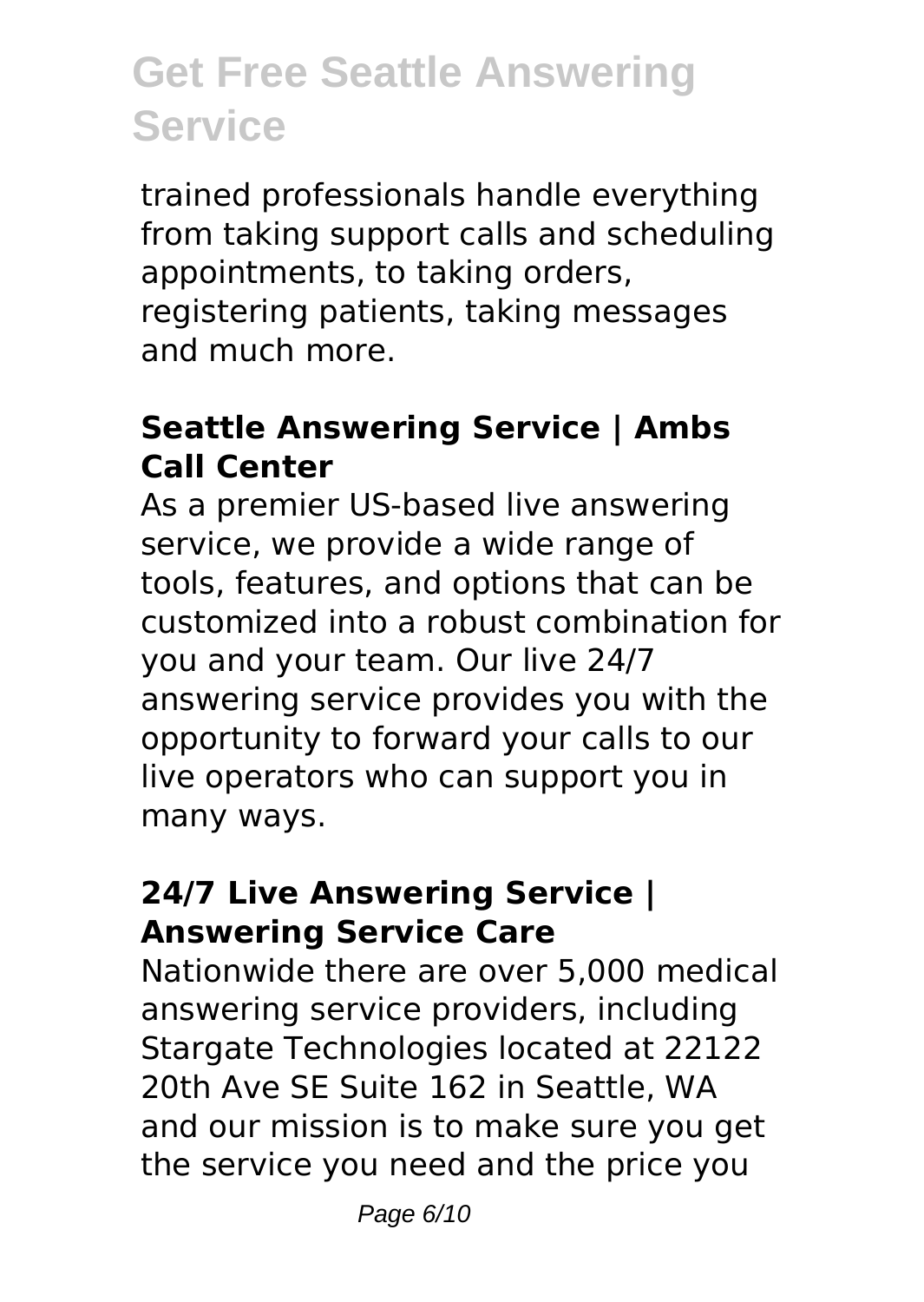trained professionals handle everything from taking support calls and scheduling appointments, to taking orders, registering patients, taking messages and much more.

### Seattle Answering Service | Ambs Call Center

As a premier US-based live answering service, we provide a wide range of tools, features, and options that can be customized into a robust combination for you and your team. Our live 24/7 answering service provides you with the opportunity to forward your calls to our live operators who can support you in many ways.

### 24/7 Live Answering Service | Answering Service Care

Nationwide there are over 5,000 medical answering service providers, including Stargate Technologies located at 22122 20th Ave SE Suite 162 in Seattle, WA and our mission is to make sure you get the service you need and the price you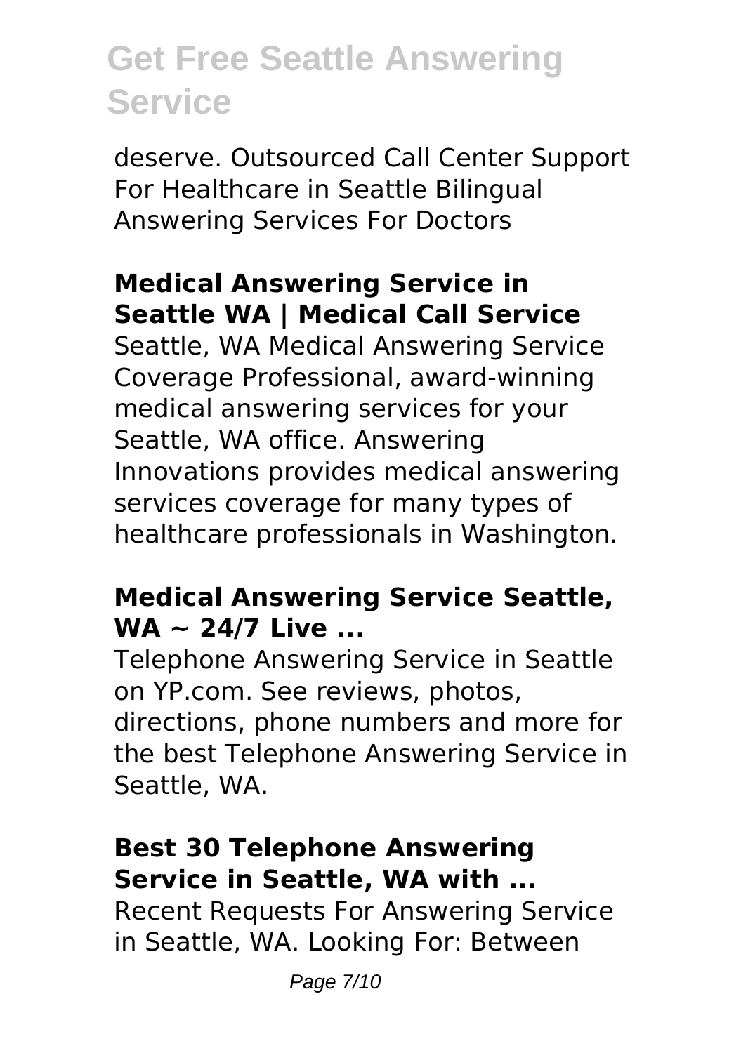deserve. Outsourced Call Center Support For Healthcare in Seattle Bilingual Answering Services For Doctors

**Medical Answering Service in Seattle WA | Medical Call Service**

Seattle, WA Medical Answering Service Coverage Professional, award-winning medical answering services for your Seattle, WA office. Answering Innovations provides medical answering services coverage for many types of healthcare professionals in Washington.

**Medical Answering Service Seattle, WA ~ 24/7 Live ...**

Telephone Answering Service in Seattle on YP.com. See reviews, photos, directions, phone numbers and more for the best Telephone Answering Service in Seattle, WA.

**Best 30 Telephone Answering Service in Seattle, WA with ...**

Recent Requests For Answering Service in Seattle, WA. Looking For: Between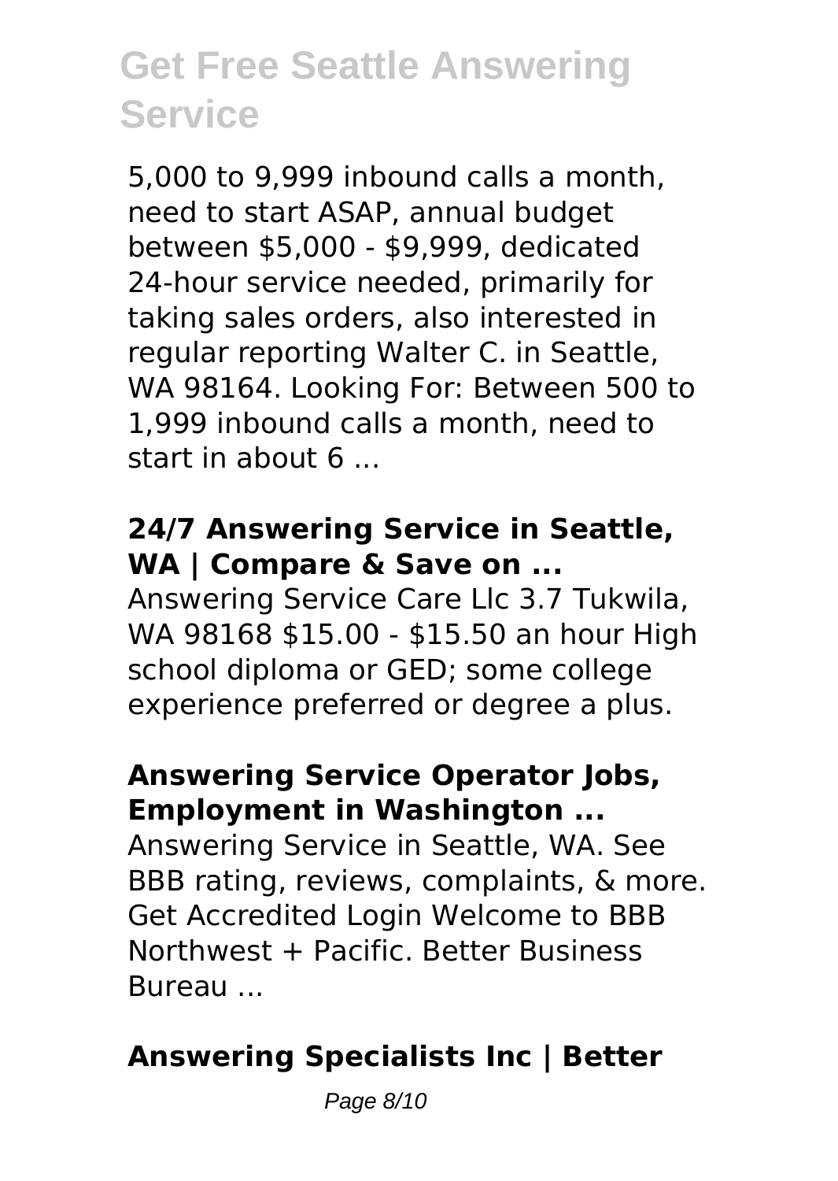5,000 to 9,999 inbound calls a month, need to start ASAP, annual budget between $5,000 - $9,999, dedicated 24-hour service needed, primarily for taking sales orders, also interested in regular reporting Walter C. in Seattle, WA 98164. Looking For: Between 500 to 1,999 inbound calls a month, need to start in about 6 ...

### 24/7 Answering Service in Seattle, WA | Compare & Save on ...

Answering Service Care Llc 3.7 Tukwila, WA 98168 $15.00 - $15.50 an hour High school diploma or GED; some college experience preferred or degree a plus.

### Answering Service Operator Jobs, Employment in Washington ...

Answering Service in Seattle, WA. See BBB rating, reviews, complaints, & more. Get Accredited Login Welcome to BBB Northwest + Pacific. Better Business Bureau ...

### Answering Specialists Inc | Better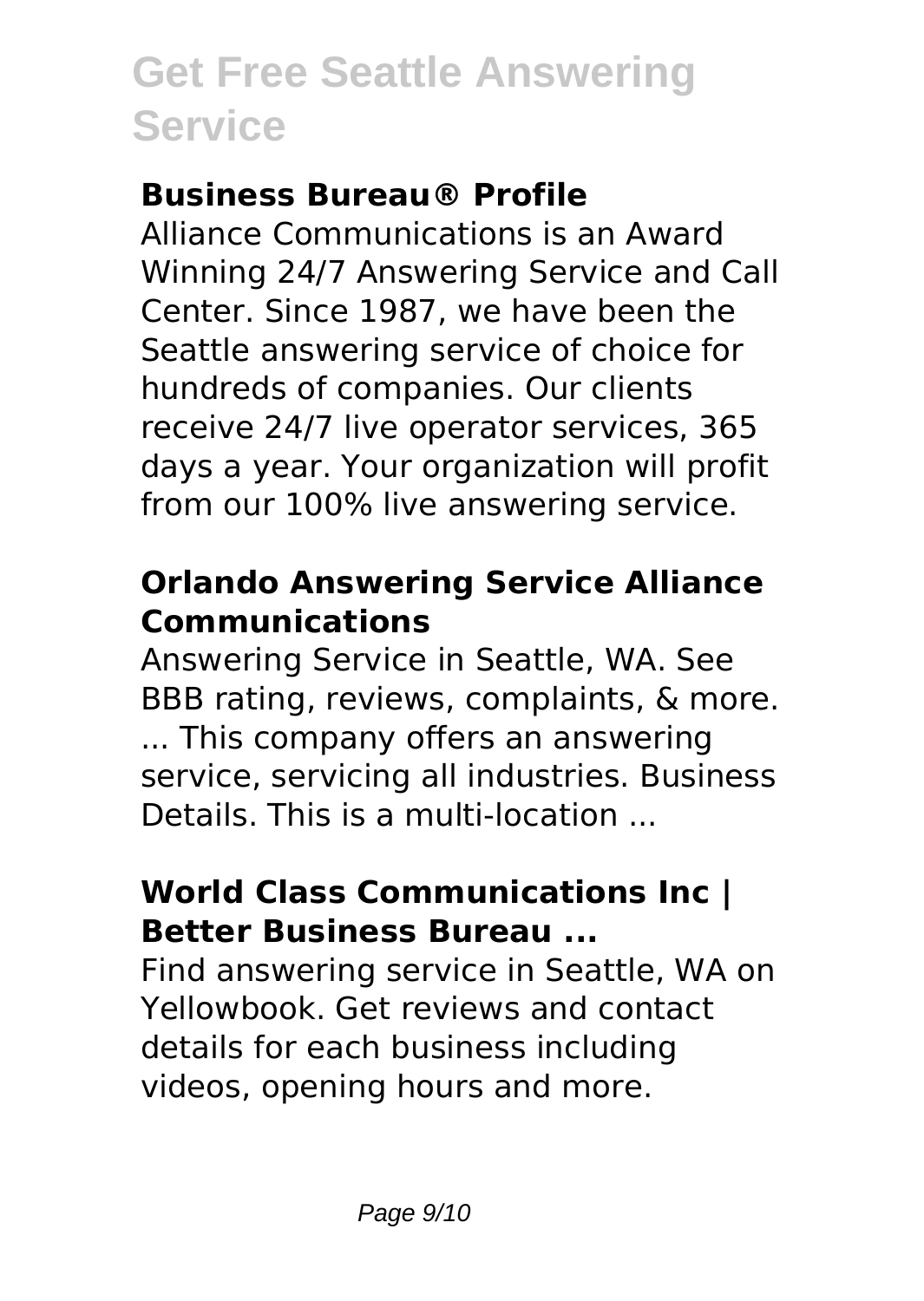## Business Bureau® Profile

Alliance Communications is an Award Winning 24/7 Answering Service and Call Center. Since 1987, we have been the Seattle answering service of choice for hundreds of companies. Our clients receive 24/7 live operator services, 365 days a year. Your organization will profit from our 100% live answering service.

## Orlando Answering Service Alliance Communications

Answering Service in Seattle, WA. See BBB rating, reviews, complaints, & more. ... This company offers an answering service, servicing all industries. Business Details. This is a multi-location ...

## World Class Communications Inc | Better Business Bureau ...

Find answering service in Seattle, WA on Yellowbook. Get reviews and contact details for each business including videos, opening hours and more.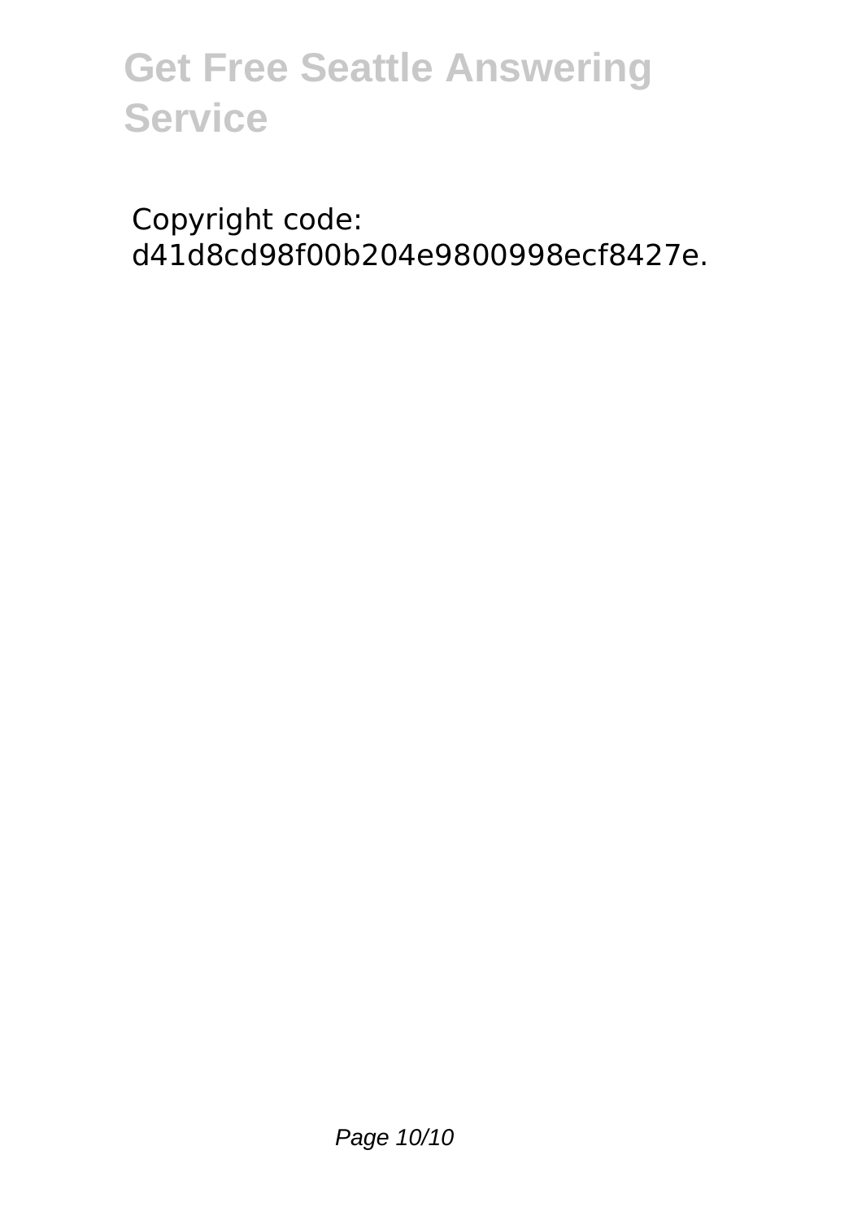Copyright code:
d41d8cd98f00b204e9800998ecf8427e.